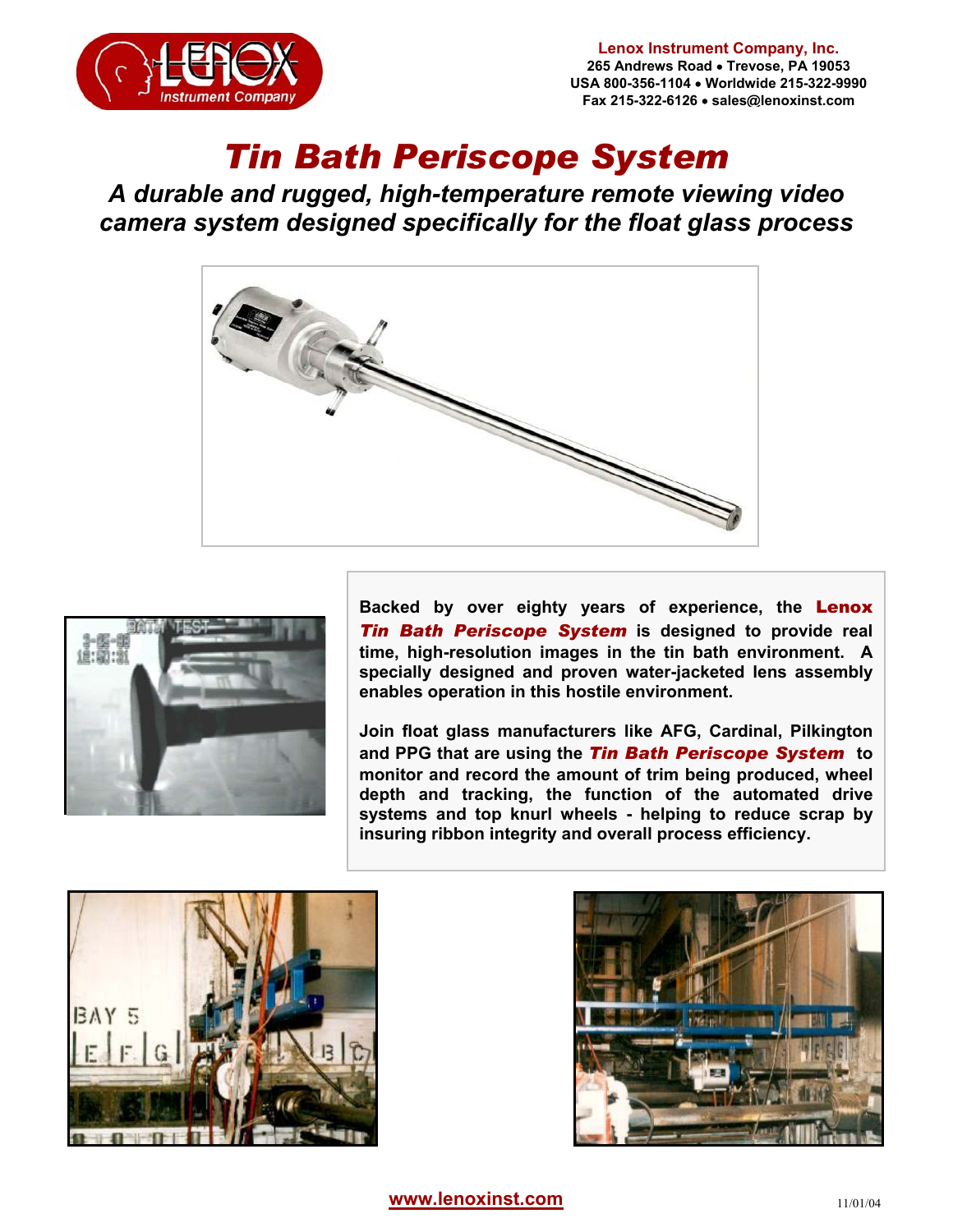**Lenox Instrument Company, Inc.**
265 Andrews Road • Trevose, PA 19053
USA 800-356-1104 • Worldwide 215-322-9990
Fax 215-322-6126 • sales@lenoxinst.com

# *Tin Bath Periscope System*

## *A durable and rugged, high-temperature remote viewing video camera system designed specifically for the float glass process*

**Backed by over eighty years of experience, the *Lenox Tin Bath Periscope System* is designed to provide real time, high-resolution images in the tin bath environment. A specially designed and proven water-jacketed lens assembly enables operation in this hostile environment.**

**Join float glass manufacturers like AFG, Cardinal, Pilkington and PPG that are using the *Tin Bath Periscope System* to monitor and record the amount of trim being produced, wheel depth and tracking, the function of the automated drive systems and top knurl wheels - helping to reduce scrap by insuring ribbon integrity and overall process efficiency.**

www.lenoxinst.com

11/01/04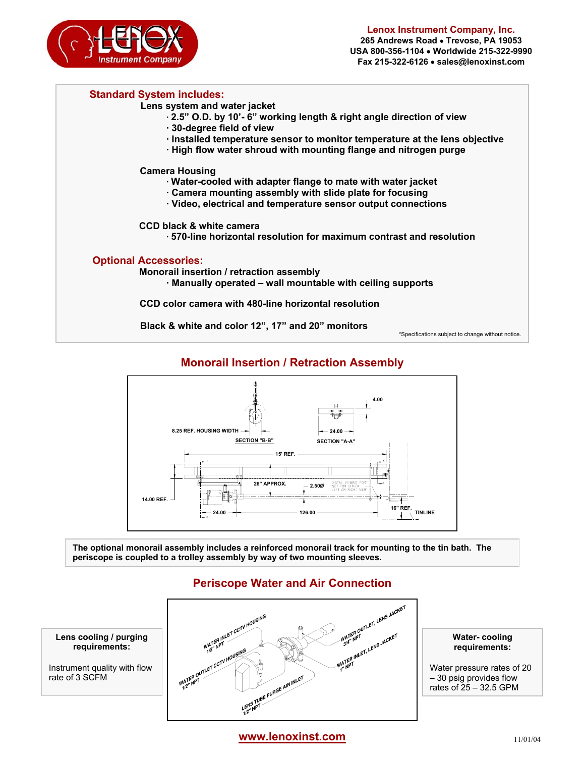**Lenox Instrument Company, Inc.**
**265 Andrews Road • Trevose, PA 19053**
**USA 800-356-1104 • Worldwide 215-322-9990**
**Fax 215-322-6126 • sales@lenoxinst.com**

## Standard System includes:

**Lens system and water jacket**

- **2.5" O.D. by 10'- 6" working length & right angle direction of view**
- **30-degree field of view**
- **Installed temperature sensor to monitor temperature at the lens objective**
- **High flow water shroud with mounting flange and nitrogen purge**

**Camera Housing**

- **Water-cooled with adapter flange to mate with water jacket**
- **Camera mounting assembly with slide plate for focusing**
- **Video, electrical and temperature sensor output connections**

**CCD black & white camera**

- **570-line horizontal resolution for maximum contrast and resolution**

## Optional Accessories:

**Monorail insertion / retraction assembly**

- **Manually operated – wall mountable with ceiling supports**

**CCD color camera with 480-line horizontal resolution**

**Black & white and color 12", 17" and 20" monitors**

*Specifications subject to change without notice.

## Monorail Insertion / Retraction Assembly

8.25 REF. HOUSING WIDTH
SECTION "B-B"
4.00
24.00
SECTION "A-A"
15' REF.
26" APPROX.
2.50Ø
DISTAL VIEWING PORT SET FOR EITHER LEFT OR RIGHT VIEW
14.00 REF.
24.00
126.00
16" REF.
TINLINE

**The optional monorail assembly includes a reinforced monorail track for mounting to the tin bath. The periscope is coupled to a trolley assembly by way of two mounting sleeves.**

## Periscope Water and Air Connection

**Lens cooling / purging requirements:**

Instrument quality with flow rate of 3 SCFM

WATER INLET CCTV HOUSING 1/2" NPT
WATER OUTLET CCTV HOUSING 1/2" NPT
LENS TUBE PURGE AIR INLET 1/2" NPT
WATER OUTLET, LENS JACKET 3/4" NPT
WATER INLET, LENS JACKET 1" NPT

**Water- cooling requirements:**

Water pressure rates of 20 – 30 psig provides flow rates of 25 – 32.5 GPM

**www.lenoxinst.com**

11/01/04